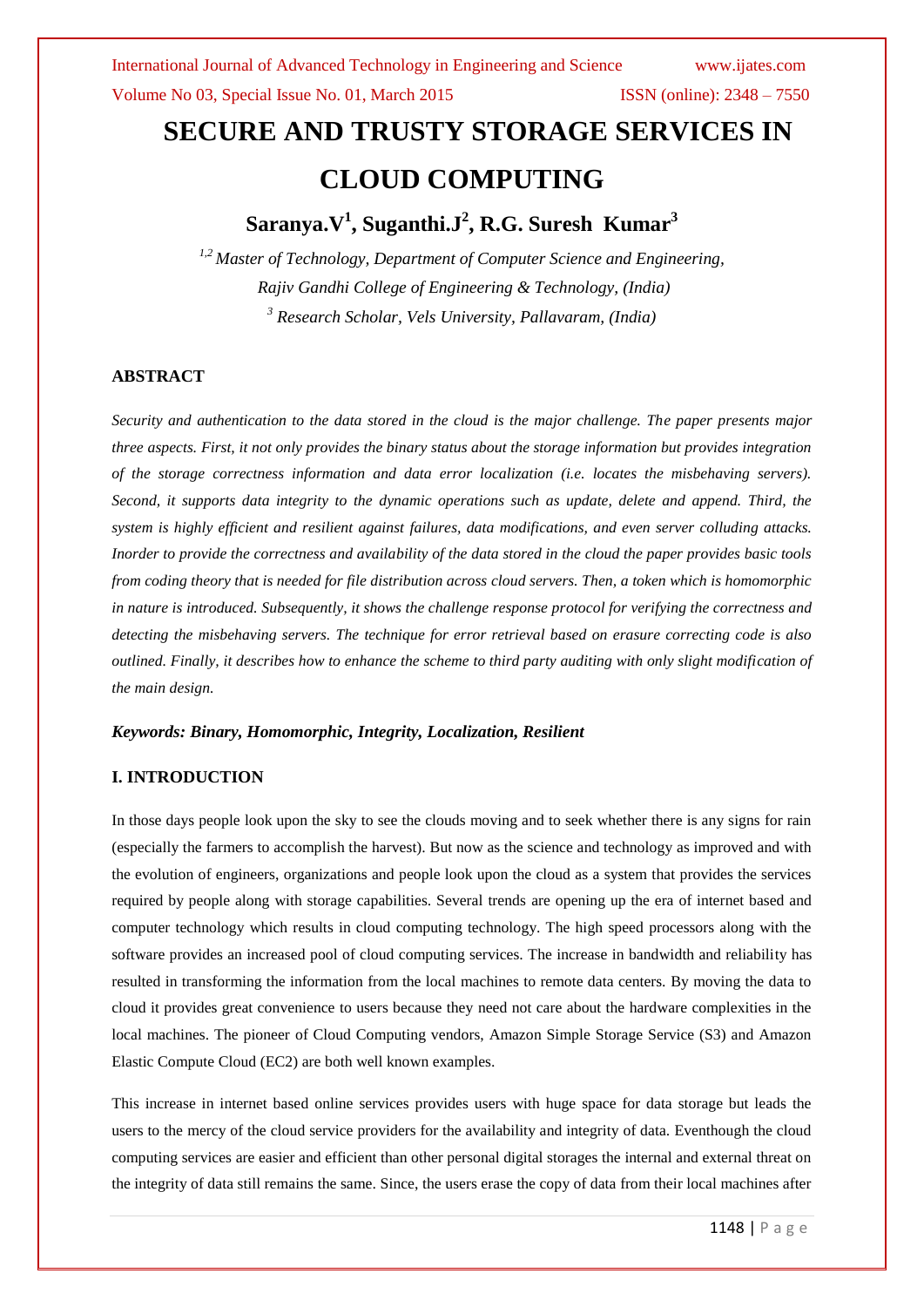# SECURE AND TRUSTY STORAGE SERVICES IN CLOUD COMPUTING

**Saranya.V[1], Suganthi.J[2], R.G. Suresh Kumar[3]**

*[1,2] Master of Technology, Department of Computer Science and Engineering, Rajiv Gandhi College of Engineering & Technology, (India)*

*[3] Research Scholar, Vels University, Pallavaram, (India)*

## ABSTRACT

*Security and authentication to the data stored in the cloud is the major challenge. The paper presents major three aspects. First, it not only provides the binary status about the storage information but provides integration of the storage correctness information and data error localization (i.e. locates the misbehaving servers). Second, it supports data integrity to the dynamic operations such as update, delete and append. Third, the system is highly efficient and resilient against failures, data modifications, and even server colluding attacks. Inorder to provide the correctness and availability of the data stored in the cloud the paper provides basic tools from coding theory that is needed for file distribution across cloud servers. Then, a token which is homomorphic in nature is introduced. Subsequently, it shows the challenge response protocol for verifying the correctness and detecting the misbehaving servers. The technique for error retrieval based on erasure correcting code is also outlined. Finally, it describes how to enhance the scheme to third party auditing with only slight modification of the main design.*

***Keywords: Binary, Homomorphic, Integrity, Localization, Resilient***

## I. INTRODUCTION

In those days people look upon the sky to see the clouds moving and to seek whether there is any signs for rain (especially the farmers to accomplish the harvest). But now as the science and technology as improved and with the evolution of engineers, organizations and people look upon the cloud as a system that provides the services required by people along with storage capabilities. Several trends are opening up the era of internet based and computer technology which results in cloud computing technology. The high speed processors along with the software provides an increased pool of cloud computing services. The increase in bandwidth and reliability has resulted in transforming the information from the local machines to remote data centers. By moving the data to cloud it provides great convenience to users because they need not care about the hardware complexities in the local machines. The pioneer of Cloud Computing vendors, Amazon Simple Storage Service (S3) and Amazon Elastic Compute Cloud (EC2) are both well known examples.

This increase in internet based online services provides users with huge space for data storage but leads the users to the mercy of the cloud service providers for the availability and integrity of data. Eventhough the cloud computing services are easier and efficient than other personal digital storages the internal and external threat on the integrity of data still remains the same. Since, the users erase the copy of data from their local machines after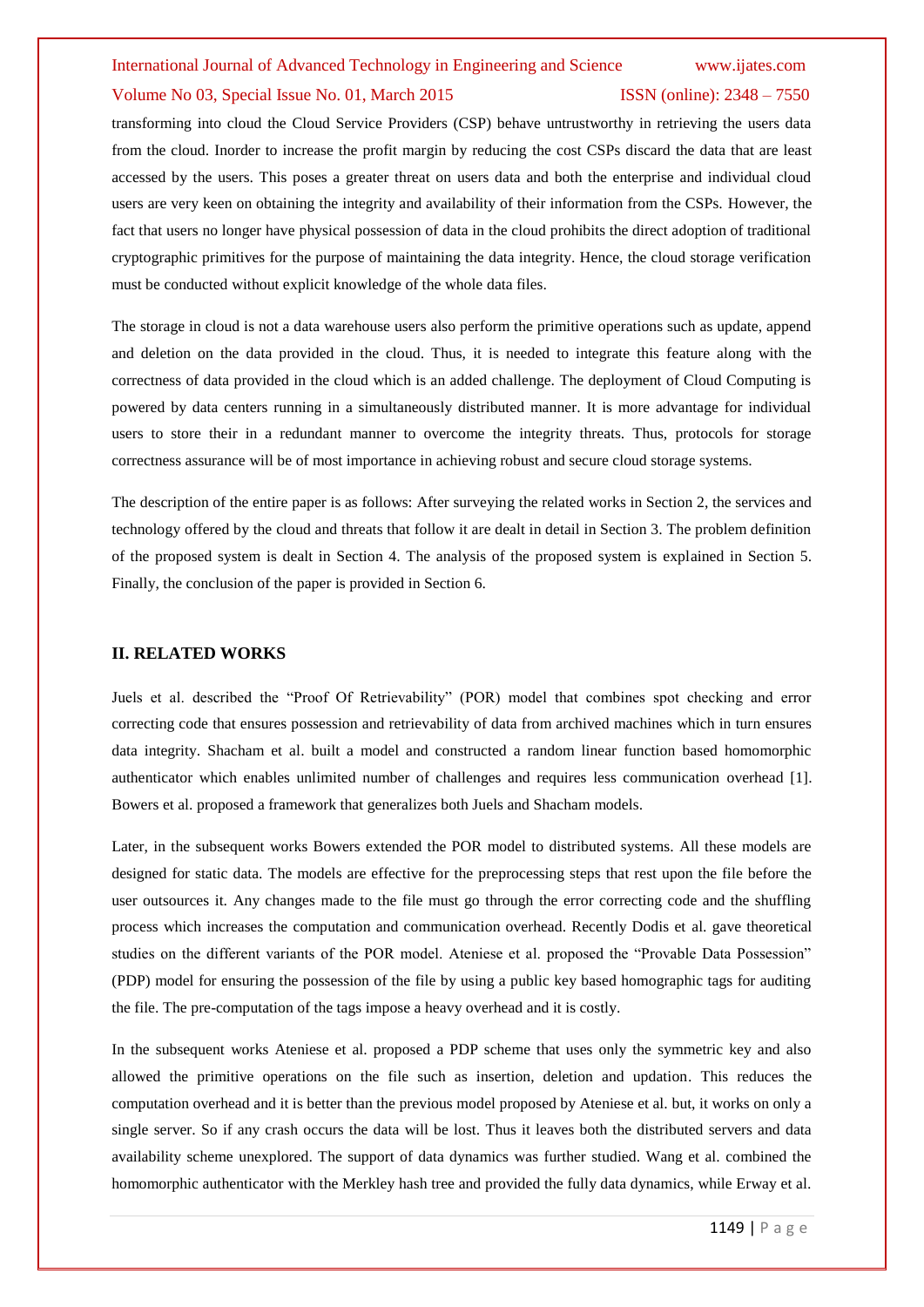transforming into cloud the Cloud Service Providers (CSP) behave untrustworthy in retrieving the users data from the cloud. Inorder to increase the profit margin by reducing the cost CSPs discard the data that are least accessed by the users. This poses a greater threat on users data and both the enterprise and individual cloud users are very keen on obtaining the integrity and availability of their information from the CSPs. However, the fact that users no longer have physical possession of data in the cloud prohibits the direct adoption of traditional cryptographic primitives for the purpose of maintaining the data integrity. Hence, the cloud storage verification must be conducted without explicit knowledge of the whole data files.

The storage in cloud is not a data warehouse users also perform the primitive operations such as update, append and deletion on the data provided in the cloud. Thus, it is needed to integrate this feature along with the correctness of data provided in the cloud which is an added challenge. The deployment of Cloud Computing is powered by data centers running in a simultaneously distributed manner. It is more advantage for individual users to store their in a redundant manner to overcome the integrity threats. Thus, protocols for storage correctness assurance will be of most importance in achieving robust and secure cloud storage systems.

The description of the entire paper is as follows: After surveying the related works in Section 2, the services and technology offered by the cloud and threats that follow it are dealt in detail in Section 3. The problem definition of the proposed system is dealt in Section 4. The analysis of the proposed system is explained in Section 5. Finally, the conclusion of the paper is provided in Section 6.

## II. RELATED WORKS

Juels et al. described the "Proof Of Retrievability" (POR) model that combines spot checking and error correcting code that ensures possession and retrievability of data from archived machines which in turn ensures data integrity. Shacham et al. built a model and constructed a random linear function based homomorphic authenticator which enables unlimited number of challenges and requires less communication overhead [1]. Bowers et al. proposed a framework that generalizes both Juels and Shacham models.

Later, in the subsequent works Bowers extended the POR model to distributed systems. All these models are designed for static data. The models are effective for the preprocessing steps that rest upon the file before the user outsources it. Any changes made to the file must go through the error correcting code and the shuffling process which increases the computation and communication overhead. Recently Dodis et al. gave theoretical studies on the different variants of the POR model. Ateniese et al. proposed the "Provable Data Possession" (PDP) model for ensuring the possession of the file by using a public key based homographic tags for auditing the file. The pre-computation of the tags impose a heavy overhead and it is costly.

In the subsequent works Ateniese et al. proposed a PDP scheme that uses only the symmetric key and also allowed the primitive operations on the file such as insertion, deletion and updation. This reduces the computation overhead and it is better than the previous model proposed by Ateniese et al. but, it works on only a single server. So if any crash occurs the data will be lost. Thus it leaves both the distributed servers and data availability scheme unexplored. The support of data dynamics was further studied. Wang et al. combined the homomorphic authenticator with the Merkley hash tree and provided the fully data dynamics, while Erway et al.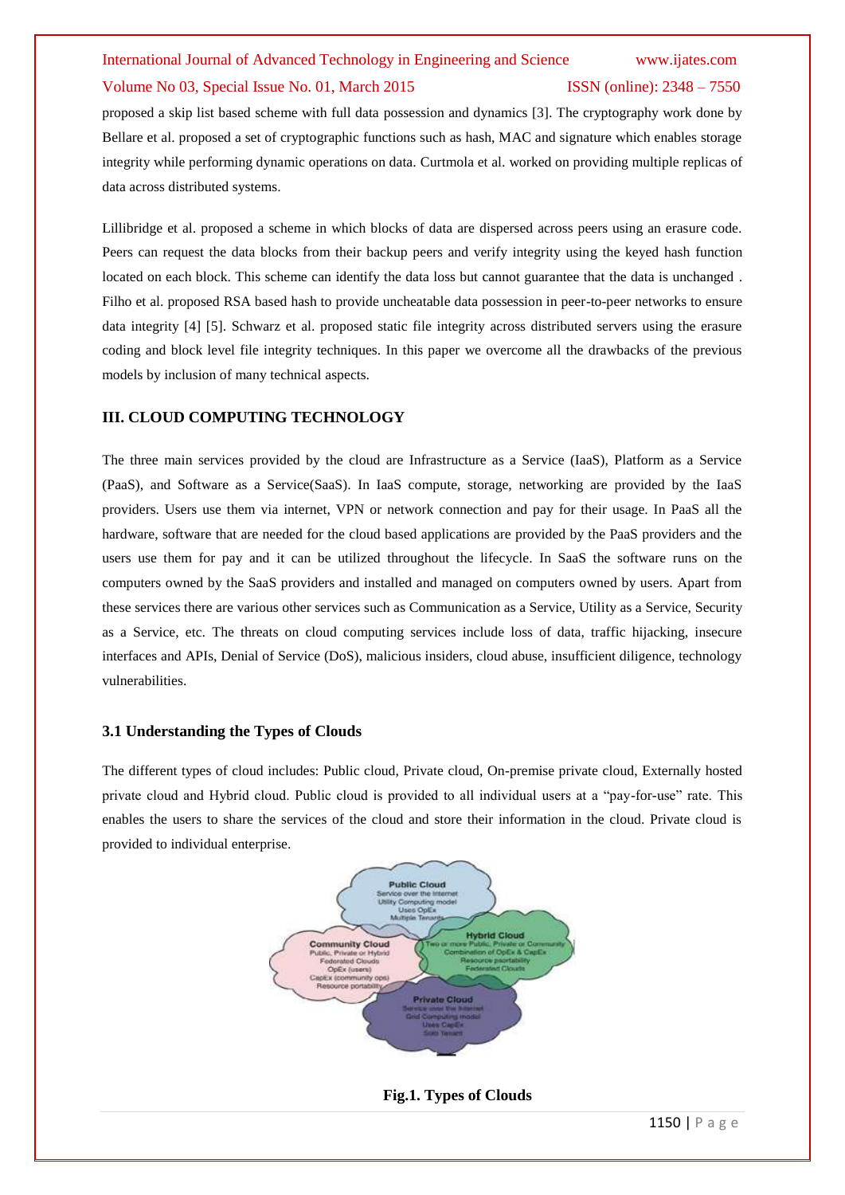proposed a skip list based scheme with full data possession and dynamics [3]. The cryptography work done by Bellare et al. proposed a set of cryptographic functions such as hash, MAC and signature which enables storage integrity while performing dynamic operations on data. Curtmola et al. worked on providing multiple replicas of data across distributed systems.

Lillibridge et al. proposed a scheme in which blocks of data are dispersed across peers using an erasure code. Peers can request the data blocks from their backup peers and verify integrity using the keyed hash function located on each block. This scheme can identify the data loss but cannot guarantee that the data is unchanged . Filho et al. proposed RSA based hash to provide uncheatable data possession in peer-to-peer networks to ensure data integrity [4] [5]. Schwarz et al. proposed static file integrity across distributed servers using the erasure coding and block level file integrity techniques. In this paper we overcome all the drawbacks of the previous models by inclusion of many technical aspects.

## III. CLOUD COMPUTING TECHNOLOGY

The three main services provided by the cloud are Infrastructure as a Service (IaaS), Platform as a Service (PaaS), and Software as a Service(SaaS). In IaaS compute, storage, networking are provided by the IaaS providers. Users use them via internet, VPN or network connection and pay for their usage. In PaaS all the hardware, software that are needed for the cloud based applications are provided by the PaaS providers and the users use them for pay and it can be utilized throughout the lifecycle. In SaaS the software runs on the computers owned by the SaaS providers and installed and managed on computers owned by users. Apart from these services there are various other services such as Communication as a Service, Utility as a Service, Security as a Service, etc. The threats on cloud computing services include loss of data, traffic hijacking, insecure interfaces and APIs, Denial of Service (DoS), malicious insiders, cloud abuse, insufficient diligence, technology vulnerabilities.

### 3.1 Understanding the Types of Clouds

The different types of cloud includes: Public cloud, Private cloud, On-premise private cloud, Externally hosted private cloud and Hybrid cloud. Public cloud is provided to all individual users at a "pay-for-use" rate. This enables the users to share the services of the cloud and store their information in the cloud. Private cloud is provided to individual enterprise.

**Fig.1. Types of Clouds**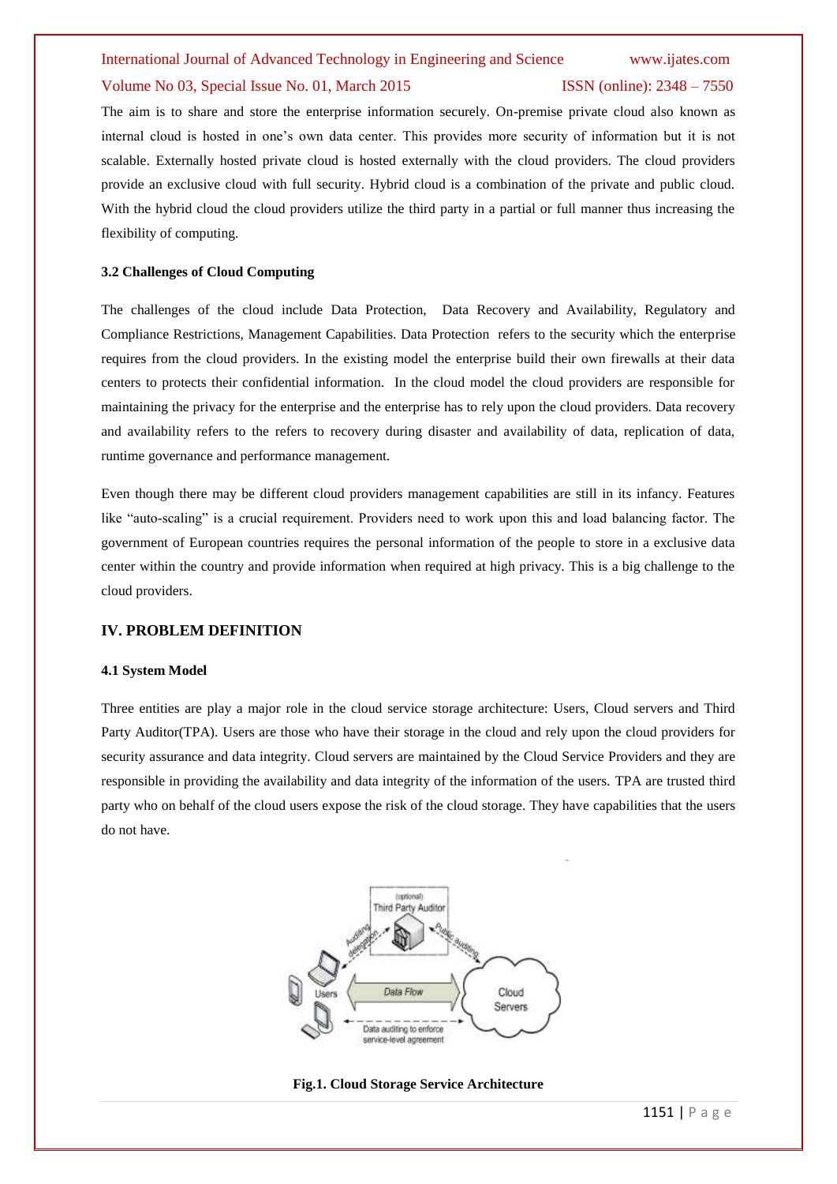The aim is to share and store the enterprise information securely. On-premise private cloud also known as internal cloud is hosted in one's own data center. This provides more security of information but it is not scalable. Externally hosted private cloud is hosted externally with the cloud providers. The cloud providers provide an exclusive cloud with full security. Hybrid cloud is a combination of the private and public cloud. With the hybrid cloud the cloud providers utilize the third party in a partial or full manner thus increasing the flexibility of computing.

### 3.2 Challenges of Cloud Computing

The challenges of the cloud include Data Protection, Data Recovery and Availability, Regulatory and Compliance Restrictions, Management Capabilities. Data Protection refers to the security which the enterprise requires from the cloud providers. In the existing model the enterprise build their own firewalls at their data centers to protects their confidential information. In the cloud model the cloud providers are responsible for maintaining the privacy for the enterprise and the enterprise has to rely upon the cloud providers. Data recovery and availability refers to the refers to recovery during disaster and availability of data, replication of data, runtime governance and performance management.

Even though there may be different cloud providers management capabilities are still in its infancy. Features like "auto-scaling" is a crucial requirement. Providers need to work upon this and load balancing factor. The government of European countries requires the personal information of the people to store in a exclusive data center within the country and provide information when required at high privacy. This is a big challenge to the cloud providers.

## IV. PROBLEM DEFINITION

### 4.1 System Model

Three entities are play a major role in the cloud service storage architecture: Users, Cloud servers and Third Party Auditor(TPA). Users are those who have their storage in the cloud and rely upon the cloud providers for security assurance and data integrity. Cloud servers are maintained by the Cloud Service Providers and they are responsible in providing the availability and data integrity of the information of the users. TPA are trusted third party who on behalf of the cloud users expose the risk of the cloud storage. They have capabilities that the users do not have.

**Fig.1. Cloud Storage Service Architecture**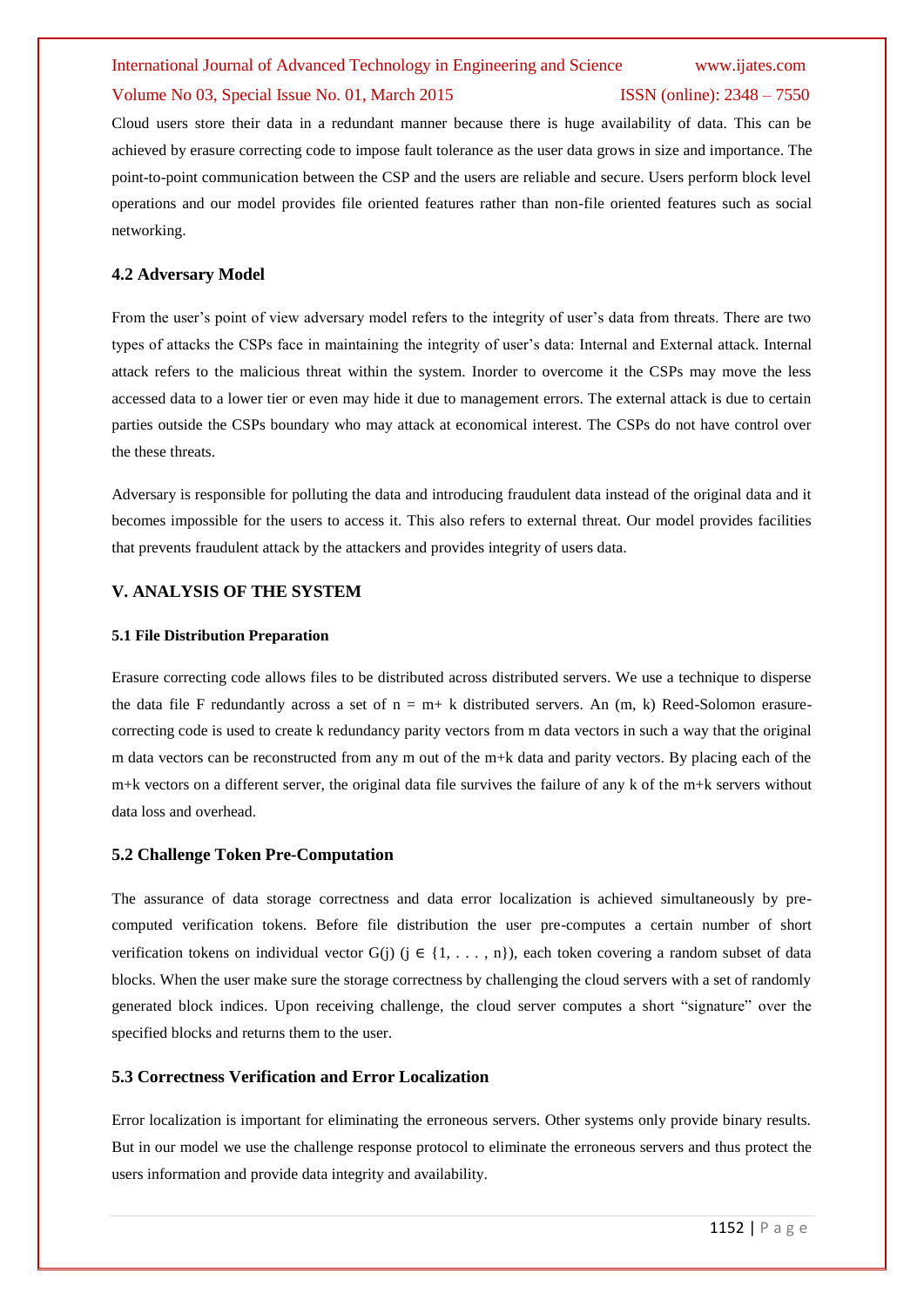Cloud users store their data in a redundant manner because there is huge availability of data. This can be achieved by erasure correcting code to impose fault tolerance as the user data grows in size and importance. The point-to-point communication between the CSP and the users are reliable and secure. Users perform block level operations and our model provides file oriented features rather than non-file oriented features such as social networking.

### 4.2 Adversary Model

From the user's point of view adversary model refers to the integrity of user's data from threats. There are two types of attacks the CSPs face in maintaining the integrity of user's data: Internal and External attack. Internal attack refers to the malicious threat within the system. Inorder to overcome it the CSPs may move the less accessed data to a lower tier or even may hide it due to management errors. The external attack is due to certain parties outside the CSPs boundary who may attack at economical interest. The CSPs do not have control over the these threats.

Adversary is responsible for polluting the data and introducing fraudulent data instead of the original data and it becomes impossible for the users to access it. This also refers to external threat. Our model provides facilities that prevents fraudulent attack by the attackers and provides integrity of users data.

## V. ANALYSIS OF THE SYSTEM

#### 5.1 File Distribution Preparation

Erasure correcting code allows files to be distributed across distributed servers. We use a technique to disperse the data file F redundantly across a set of $n = m + k$ distributed servers. An $(m, k)$ Reed-Solomon erasure-correcting code is used to create k redundancy parity vectors from m data vectors in such a way that the original m data vectors can be reconstructed from any m out of the m+k data and parity vectors. By placing each of the m+k vectors on a different server, the original data file survives the failure of any k of the m+k servers without data loss and overhead.

### 5.2 Challenge Token Pre-Computation

The assurance of data storage correctness and data error localization is achieved simultaneously by pre-computed verification tokens. Before file distribution the user pre-computes a certain number of short verification tokens on individual vector $G(j)$ $(j \in \{1, . . . , n\})$, each token covering a random subset of data blocks. When the user make sure the storage correctness by challenging the cloud servers with a set of randomly generated block indices. Upon receiving challenge, the cloud server computes a short "signature" over the specified blocks and returns them to the user.

### 5.3 Correctness Verification and Error Localization

Error localization is important for eliminating the erroneous servers. Other systems only provide binary results. But in our model we use the challenge response protocol to eliminate the erroneous servers and thus protect the users information and provide data integrity and availability.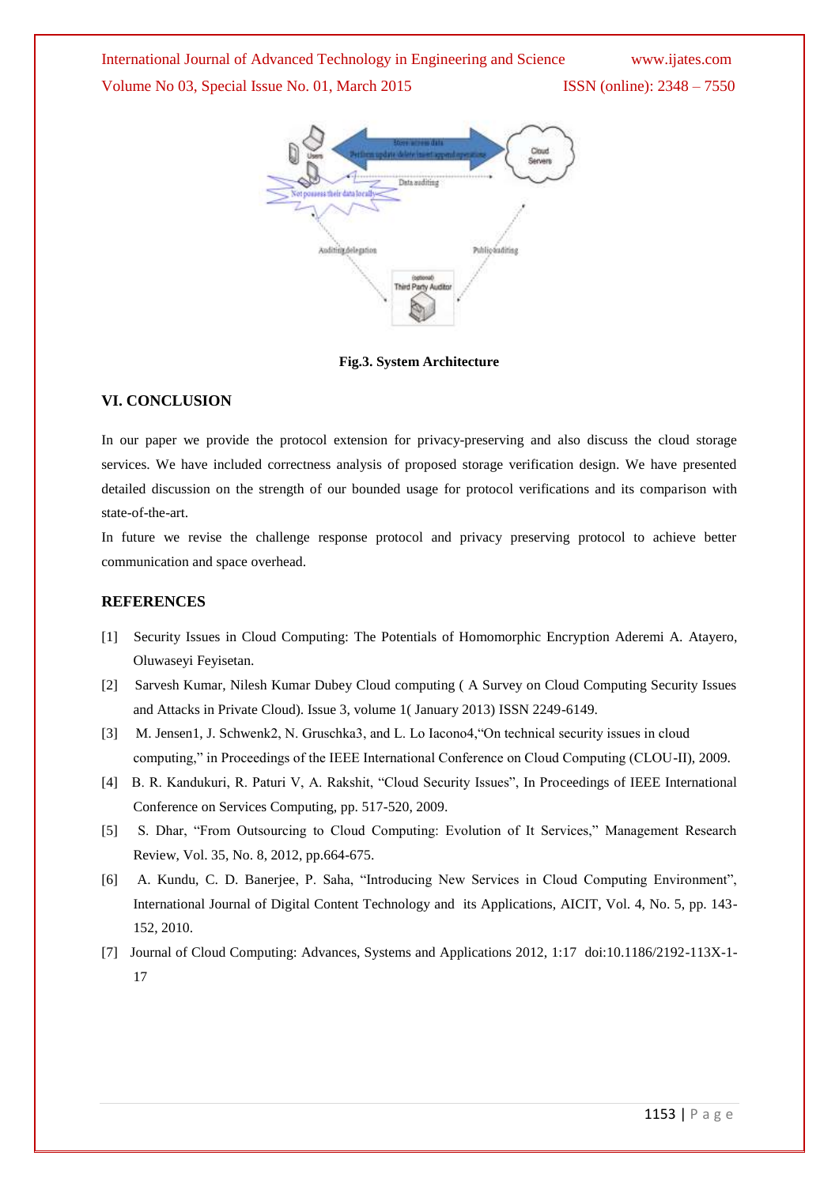Users

Store access data

Perform update delete insert append operations

Cloud Servers

Not possess their data locally

Data auditing

Auditing delegation

Public auditing

(optional)

Third Party Auditor

**Fig.3. System Architecture**

## VI. CONCLUSION

In our paper we provide the protocol extension for privacy-preserving and also discuss the cloud storage services. We have included correctness analysis of proposed storage verification design. We have presented detailed discussion on the strength of our bounded usage for protocol verifications and its comparison with state-of-the-art.

In future we revise the challenge response protocol and privacy preserving protocol to achieve better communication and space overhead.

## REFERENCES

[1] Security Issues in Cloud Computing: The Potentials of Homomorphic Encryption Aderemi A. Atayero, Oluwaseyi Feyisetan.

[2] Sarvesh Kumar, Nilesh Kumar Dubey Cloud computing ( A Survey on Cloud Computing Security Issues and Attacks in Private Cloud). Issue 3, volume 1( January 2013) ISSN 2249-6149.

[3] M. Jensen1, J. Schwenk2, N. Gruschka3, and L. Lo Iacono4,"On technical security issues in cloud computing," in Proceedings of the IEEE International Conference on Cloud Computing (CLOU-II), 2009.

[4] B. R. Kandukuri, R. Paturi V, A. Rakshit, "Cloud Security Issues", In Proceedings of IEEE International Conference on Services Computing, pp. 517-520, 2009.

[5] S. Dhar, "From Outsourcing to Cloud Computing: Evolution of It Services," Management Research Review, Vol. 35, No. 8, 2012, pp.664-675.

[6] A. Kundu, C. D. Banerjee, P. Saha, "Introducing New Services in Cloud Computing Environment", International Journal of Digital Content Technology and its Applications, AICIT, Vol. 4, No. 5, pp. 143-152, 2010.

[7] Journal of Cloud Computing: Advances, Systems and Applications 2012, 1:17 doi:10.1186/2192-113X-1-17